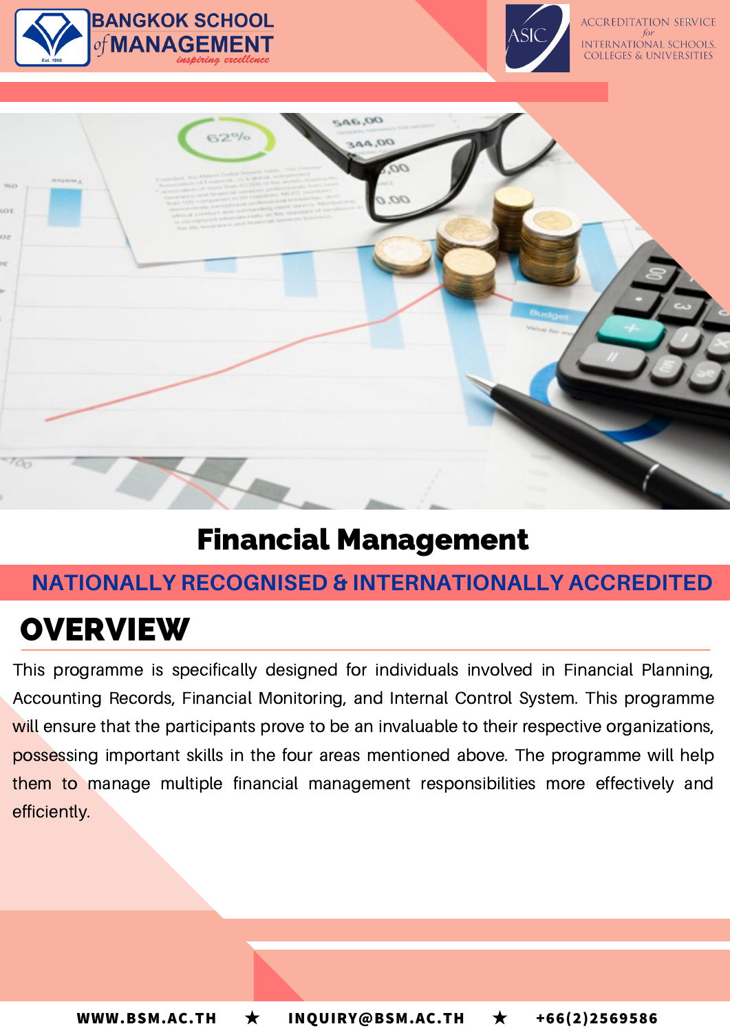BANGKOK SCHOOL of MANAGEMENT
*inspiring excellence*

ASIC
ACCREDITATION SERVICE for INTERNATIONAL SCHOOLS, COLLEGES & UNIVERSITIES

# Financial Management

**NATIONALLY RECOGNISED & INTERNATIONALLY ACCREDITED**

## OVERVIEW

This programme is specifically designed for individuals involved in Financial Planning, Accounting Records, Financial Monitoring, and Internal Control System. This programme will ensure that the participants prove to be an invaluable to their respective organizations, possessing important skills in the four areas mentioned above. The programme will help them to manage multiple financial management responsibilities more effectively and efficiently.

WWW.BSM.AC.TH ★ INQUIRY@BSM.AC.TH ★ +66(2)2569586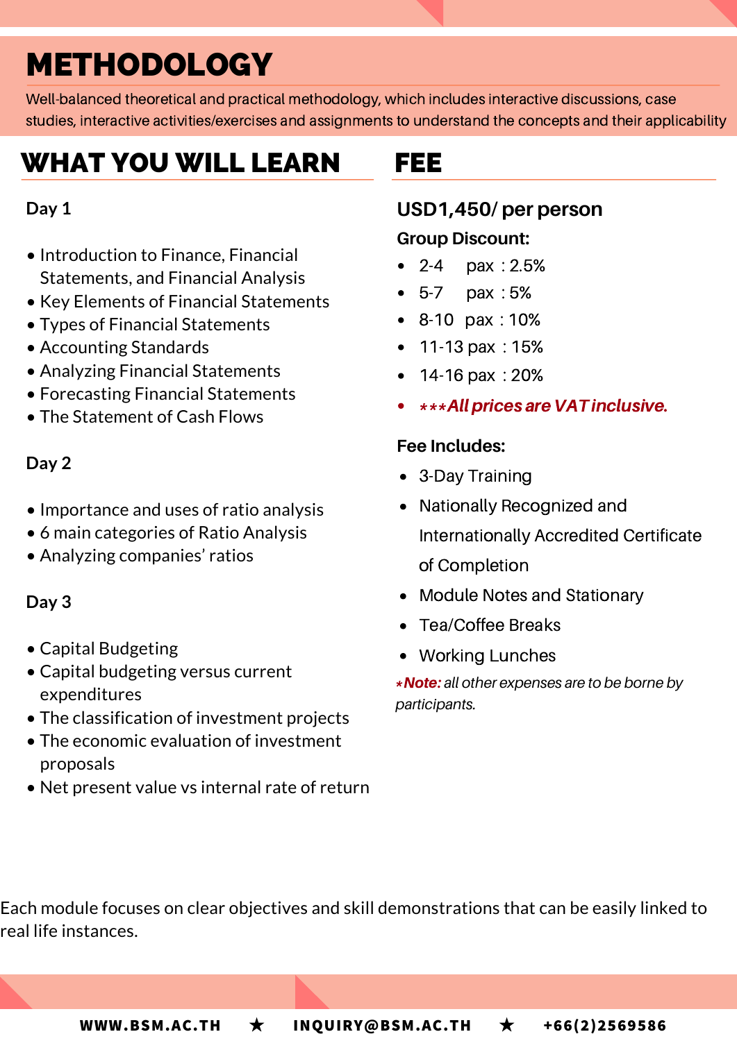# METHODOLOGY

Well-balanced theoretical and practical methodology, which includes interactive discussions, case studies, interactive activities/exercises and assignments to understand the concepts and their applicability

## WHAT YOU WILL LEARN

**Day 1**

- Introduction to Finance, Financial Statements, and Financial Analysis
- Key Elements of Financial Statements
- Types of Financial Statements
- Accounting Standards
- Analyzing Financial Statements
- Forecasting Financial Statements
- The Statement of Cash Flows

**Day 2**

- Importance and uses of ratio analysis
- 6 main categories of Ratio Analysis
- Analyzing companies' ratios

**Day 3**

- Capital Budgeting
- Capital budgeting versus current expenditures
- The classification of investment projects
- The economic evaluation of investment proposals
- Net present value vs internal rate of return

## FEE

**USD1,450/ per person**

**Group Discount:**

- 2-4 pax : 2.5%
- 5-7 pax : 5%
- 8-10 pax : 10%
- 11-13 pax : 15%
- 14-16 pax : 20%
- ****All prices are VAT inclusive.***

**Fee Includes:**

- 3-Day Training
- Nationally Recognized and Internationally Accredited Certificate of Completion
- Module Notes and Stationary
- Tea/Coffee Breaks
- Working Lunches

**Note:** *all other expenses are to be borne by participants.*

Each module focuses on clear objectives and skill demonstrations that can be easily linked to real life instances.

WWW.BSM.AC.TH ★ INQUIRY@BSM.AC.TH ★ +66(2)2569586